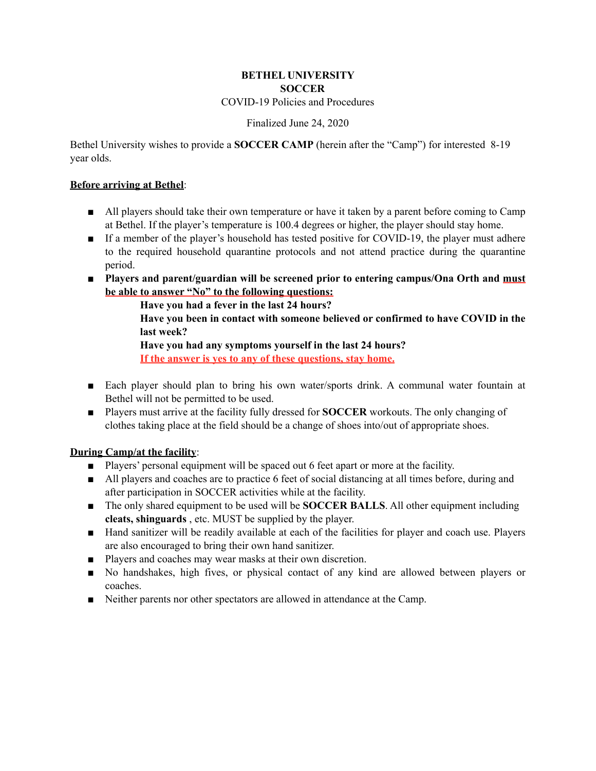**BETHEL UNIVERSITY**
**SOCCER**
COVID-19 Policies and Procedures

Finalized June 24, 2020

Bethel University wishes to provide a **SOCCER CAMP** (herein after the "Camp") for interested 8-19 year olds.

**Before arriving at Bethel**:

- All players should take their own temperature or have it taken by a parent before coming to Camp at Bethel. If the player's temperature is 100.4 degrees or higher, the player should stay home.
- If a member of the player's household has tested positive for COVID-19, the player must adhere to the required household quarantine protocols and not attend practice during the quarantine period.
- **Players and parent/guardian will be screened prior to entering campus/Ona Orth and must be able to answer "No" to the following questions:**

  **Have you had a fever in the last 24 hours?**
  **Have you been in contact with someone believed or confirmed to have COVID in the last week?**
  **Have you had any symptoms yourself in the last 24 hours?**
  **If the answer is yes to any of these questions, stay home.**

- Each player should plan to bring his own water/sports drink. A communal water fountain at Bethel will not be permitted to be used.
- Players must arrive at the facility fully dressed for **SOCCER** workouts. The only changing of clothes taking place at the field should be a change of shoes into/out of appropriate shoes.

**During Camp/at the facility**:

- Players' personal equipment will be spaced out 6 feet apart or more at the facility.
- All players and coaches are to practice 6 feet of social distancing at all times before, during and after participation in SOCCER activities while at the facility.
- The only shared equipment to be used will be **SOCCER BALLS**. All other equipment including **cleats, shinguards** , etc. MUST be supplied by the player.
- Hand sanitizer will be readily available at each of the facilities for player and coach use. Players are also encouraged to bring their own hand sanitizer.
- Players and coaches may wear masks at their own discretion.
- No handshakes, high fives, or physical contact of any kind are allowed between players or coaches.
- Neither parents nor other spectators are allowed in attendance at the Camp.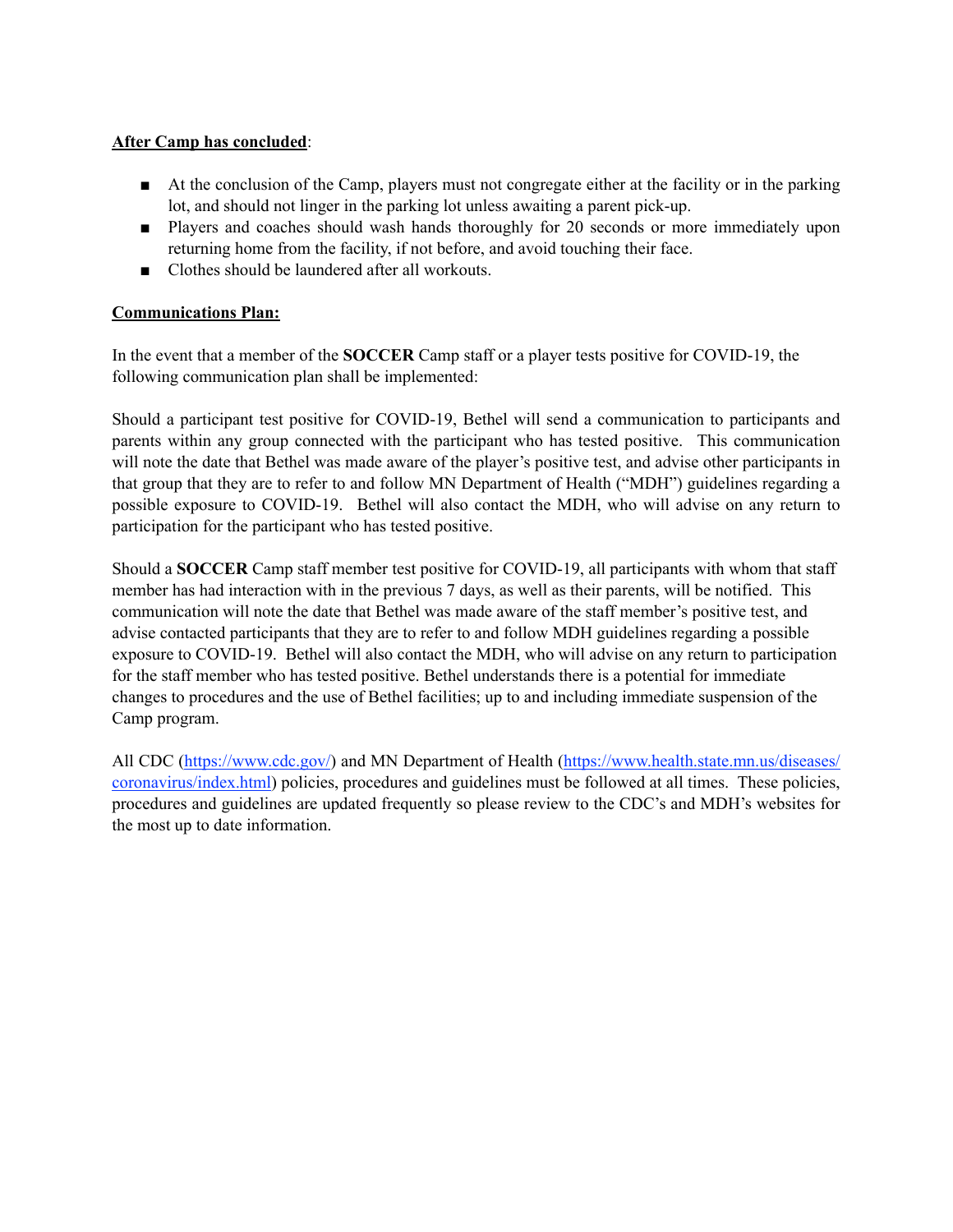**After Camp has concluded**:

- At the conclusion of the Camp, players must not congregate either at the facility or in the parking lot, and should not linger in the parking lot unless awaiting a parent pick-up.
- Players and coaches should wash hands thoroughly for 20 seconds or more immediately upon returning home from the facility, if not before, and avoid touching their face.
- Clothes should be laundered after all workouts.

**Communications Plan:**

In the event that a member of the **SOCCER** Camp staff or a player tests positive for COVID-19, the following communication plan shall be implemented:

Should a participant test positive for COVID-19, Bethel will send a communication to participants and parents within any group connected with the participant who has tested positive. This communication will note the date that Bethel was made aware of the player's positive test, and advise other participants in that group that they are to refer to and follow MN Department of Health ("MDH") guidelines regarding a possible exposure to COVID-19. Bethel will also contact the MDH, who will advise on any return to participation for the participant who has tested positive.

Should a **SOCCER** Camp staff member test positive for COVID-19, all participants with whom that staff member has had interaction with in the previous 7 days, as well as their parents, will be notified. This communication will note the date that Bethel was made aware of the staff member's positive test, and advise contacted participants that they are to refer to and follow MDH guidelines regarding a possible exposure to COVID-19. Bethel will also contact the MDH, who will advise on any return to participation for the staff member who has tested positive. Bethel understands there is a potential for immediate changes to procedures and the use of Bethel facilities; up to and including immediate suspension of the Camp program.

All CDC (https://www.cdc.gov/) and MN Department of Health (https://www.health.state.mn.us/diseases/coronavirus/index.html) policies, procedures and guidelines must be followed at all times. These policies, procedures and guidelines are updated frequently so please review to the CDC's and MDH's websites for the most up to date information.